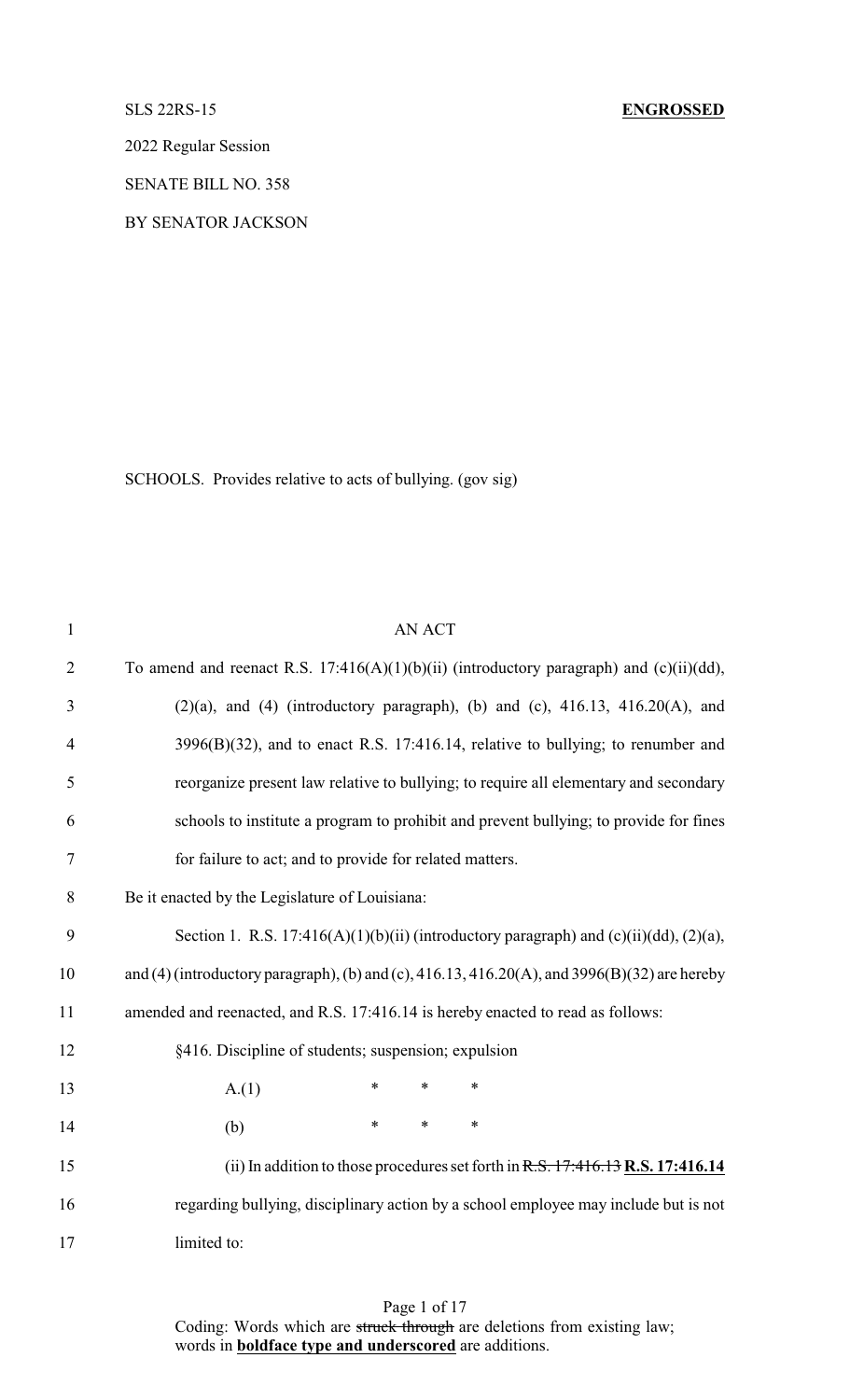SLS 22RS-15 **ENGROSSED**

2022 Regular Session

SENATE BILL NO. 358

BY SENATOR JACKSON

SCHOOLS. Provides relative to acts of bullying. (gov sig)

AN ACT

To amend and reenact R.S. 17:416(A)(1)(b)(ii) (introductory paragraph) and (c)(ii)(dd), (2)(a), and (4) (introductory paragraph), (b) and (c), 416.13, 416.20(A), and 3996(B)(32), and to enact R.S. 17:416.14, relative to bullying; to renumber and reorganize present law relative to bullying; to require all elementary and secondary schools to institute a program to prohibit and prevent bullying; to provide for fines for failure to act; and to provide for related matters.

Be it enacted by the Legislature of Louisiana:

Section 1. R.S. 17:416(A)(1)(b)(ii) (introductory paragraph) and (c)(ii)(dd), (2)(a), and (4) (introductory paragraph), (b) and (c), 416.13, 416.20(A), and 3996(B)(32) are hereby amended and reenacted, and R.S. 17:416.14 is hereby enacted to read as follows:

§416. Discipline of students; suspension; expulsion

A.(1) * * *

(b) * * *

(ii) In addition to those procedures set forth in ~~R.S. 17:416.13~~ **R.S. 17:416.14** regarding bullying, disciplinary action by a school employee may include but is not limited to:

Coding: Words which are ~~struck through~~ are deletions from existing law; words in **boldface type and underscored** are additions.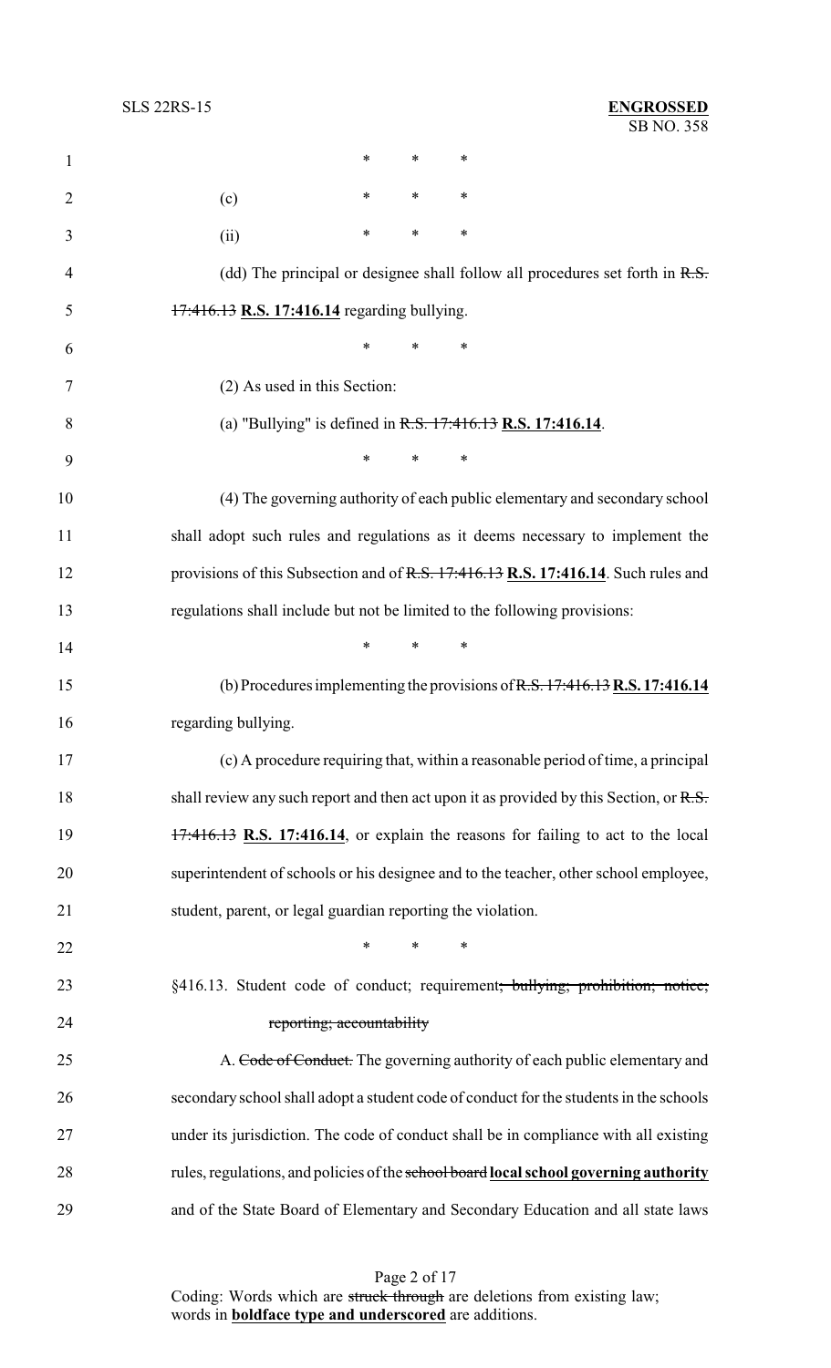\* \* \*

(c) \* \* \*

(ii) \* \* \*

(dd) The principal or designee shall follow all procedures set forth in ~~R.S. 17:416.13~~ **R.S. 17:416.14** regarding bullying.

\* \* \*

(2) As used in this Section:

(a) "Bullying" is defined in ~~R.S. 17:416.13~~ **R.S. 17:416.14**.

\* \* \*

(4) The governing authority of each public elementary and secondary school shall adopt such rules and regulations as it deems necessary to implement the provisions of this Subsection and of ~~R.S. 17:416.13~~ **R.S. 17:416.14**. Such rules and regulations shall include but not be limited to the following provisions:

\* \* \*

(b) Procedures implementing the provisions of ~~R.S. 17:416.13~~ **R.S. 17:416.14** regarding bullying.

(c) A procedure requiring that, within a reasonable period of time, a principal shall review any such report and then act upon it as provided by this Section, or ~~R.S. 17:416.13~~ **R.S. 17:416.14**, or explain the reasons for failing to act to the local superintendent of schools or his designee and to the teacher, other school employee, student, parent, or legal guardian reporting the violation.

\* \* \*

§416.13. Student code of conduct; requirement~~; bullying; prohibition; notice; reporting; accountability~~

A. ~~Code of Conduct.~~ The governing authority of each public elementary and secondary school shall adopt a student code of conduct for the students in the schools under its jurisdiction. The code of conduct shall be in compliance with all existing rules, regulations, and policies of the ~~school board~~ **local school governing authority** and of the State Board of Elementary and Secondary Education and all state laws

Coding: Words which are ~~struck through~~ are deletions from existing law; words in **boldface type and underscored** are additions.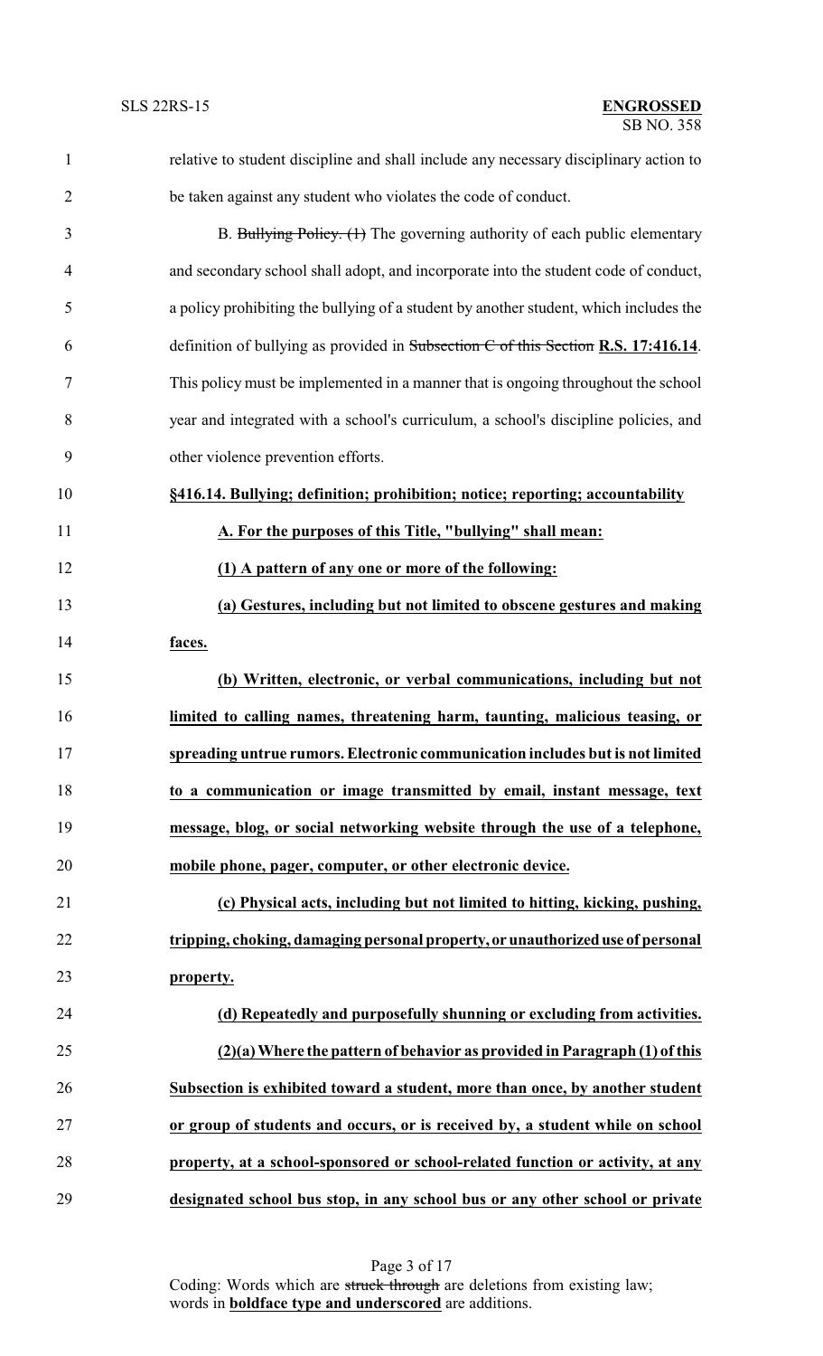relative to student discipline and shall include any necessary disciplinary action to be taken against any student who violates the code of conduct.

B. ~~Bullying Policy. (1)~~ The governing authority of each public elementary and secondary school shall adopt, and incorporate into the student code of conduct, a policy prohibiting the bullying of a student by another student, which includes the definition of bullying as provided in ~~Subsection C of this Section~~ **R.S. 17:416.14**. This policy must be implemented in a manner that is ongoing throughout the school year and integrated with a school's curriculum, a school's discipline policies, and other violence prevention efforts.

**§416.14. Bullying; definition; prohibition; notice; reporting; accountability**

**A. For the purposes of this Title, "bullying" shall mean:**

**(1) A pattern of any one or more of the following:**

**(a) Gestures, including but not limited to obscene gestures and making faces.**

**(b) Written, electronic, or verbal communications, including but not limited to calling names, threatening harm, taunting, malicious teasing, or spreading untrue rumors. Electronic communication includes but is not limited to a communication or image transmitted by email, instant message, text message, blog, or social networking website through the use of a telephone, mobile phone, pager, computer, or other electronic device.**

**(c) Physical acts, including but not limited to hitting, kicking, pushing, tripping, choking, damaging personal property, or unauthorized use of personal property.**

**(d) Repeatedly and purposefully shunning or excluding from activities.**

**(2)(a) Where the pattern of behavior as provided in Paragraph (1) of this Subsection is exhibited toward a student, more than once, by another student or group of students and occurs, or is received by, a student while on school property, at a school-sponsored or school-related function or activity, at any designated school bus stop, in any school bus or any other school or private**

Coding: Words which are ~~struck through~~ are deletions from existing law; words in **boldface type and underscored** are additions.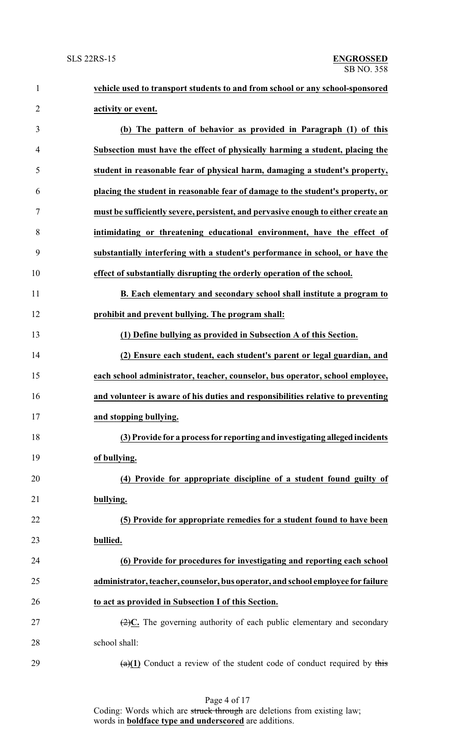**vehicle used to transport students to and from school or any school-sponsored activity or event.**

**(b) The pattern of behavior as provided in Paragraph (1) of this Subsection must have the effect of physically harming a student, placing the student in reasonable fear of physical harm, damaging a student's property, placing the student in reasonable fear of damage to the student's property, or must be sufficiently severe, persistent, and pervasive enough to either create an intimidating or threatening educational environment, have the effect of substantially interfering with a student's performance in school, or have the effect of substantially disrupting the orderly operation of the school.**

**B. Each elementary and secondary school shall institute a program to prohibit and prevent bullying. The program shall:**

**(1) Define bullying as provided in Subsection A of this Section.**

**(2) Ensure each student, each student's parent or legal guardian, and each school administrator, teacher, counselor, bus operator, school employee, and volunteer is aware of his duties and responsibilities relative to preventing and stopping bullying.**

**(3) Provide for a process for reporting and investigating alleged incidents of bullying.**

**(4) Provide for appropriate discipline of a student found guilty of bullying.**

**(5) Provide for appropriate remedies for a student found to have been bullied.**

**(6) Provide for procedures for investigating and reporting each school administrator, teacher, counselor, bus operator, and school employee for failure to act as provided in Subsection I of this Section.**

~~(2)~~**C.** The governing authority of each public elementary and secondary school shall:

~~(a)~~**(1)** Conduct a review of the student code of conduct required by ~~this~~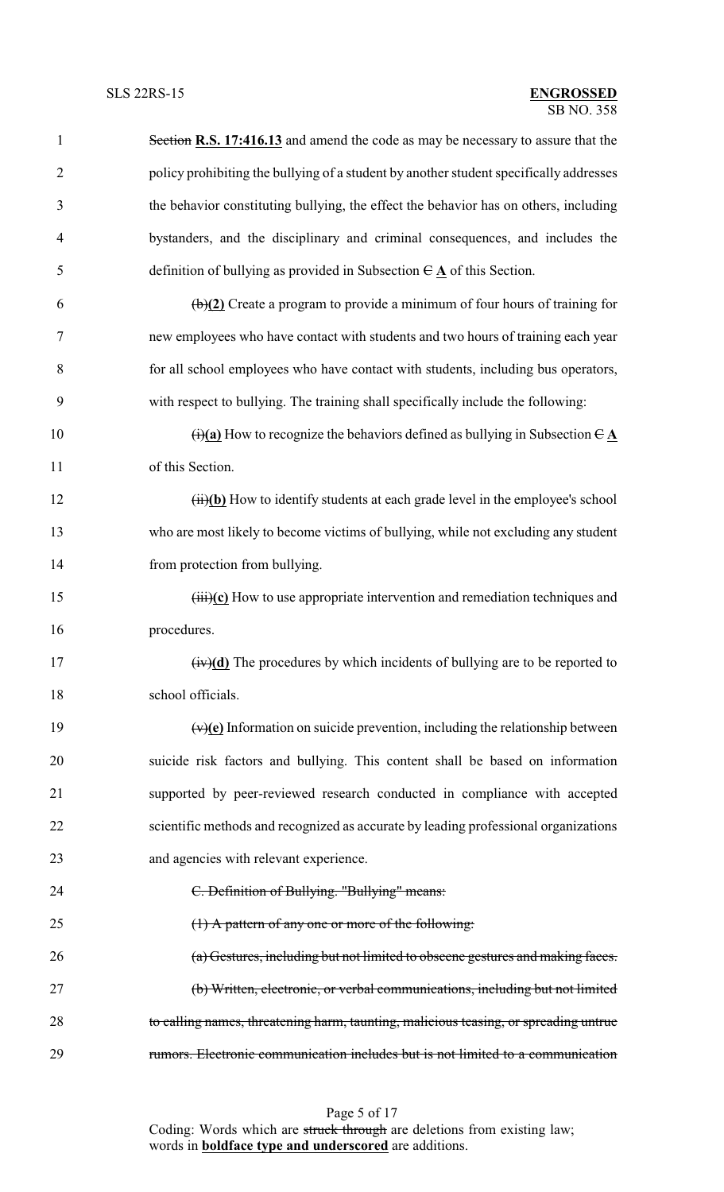Section **R.S. 17:416.13** and amend the code as may be necessary to assure that the policy prohibiting the bullying of a student by another student specifically addresses the behavior constituting bullying, the effect the behavior has on others, including bystanders, and the disciplinary and criminal consequences, and includes the definition of bullying as provided in Subsection ~~C~~ **A** of this Section.

~~(b)~~**(2)** Create a program to provide a minimum of four hours of training for new employees who have contact with students and two hours of training each year for all school employees who have contact with students, including bus operators, with respect to bullying. The training shall specifically include the following:

~~(i)~~**(a)** How to recognize the behaviors defined as bullying in Subsection ~~C~~ **A** of this Section.

~~(ii)~~**(b)** How to identify students at each grade level in the employee's school who are most likely to become victims of bullying, while not excluding any student from protection from bullying.

~~(iii)~~**(c)** How to use appropriate intervention and remediation techniques and procedures.

~~(iv)~~**(d)** The procedures by which incidents of bullying are to be reported to school officials.

~~(v)~~**(e)** Information on suicide prevention, including the relationship between suicide risk factors and bullying. This content shall be based on information supported by peer-reviewed research conducted in compliance with accepted scientific methods and recognized as accurate by leading professional organizations and agencies with relevant experience.

~~C. Definition of Bullying. "Bullying" means:~~

~~(1) A pattern of any one or more of the following:~~

~~(a) Gestures, including but not limited to obscene gestures and making faces.~~

~~(b) Written, electronic, or verbal communications, including but not limited to calling names, threatening harm, taunting, malicious teasing, or spreading untrue rumors. Electronic communication includes but is not limited to a communication~~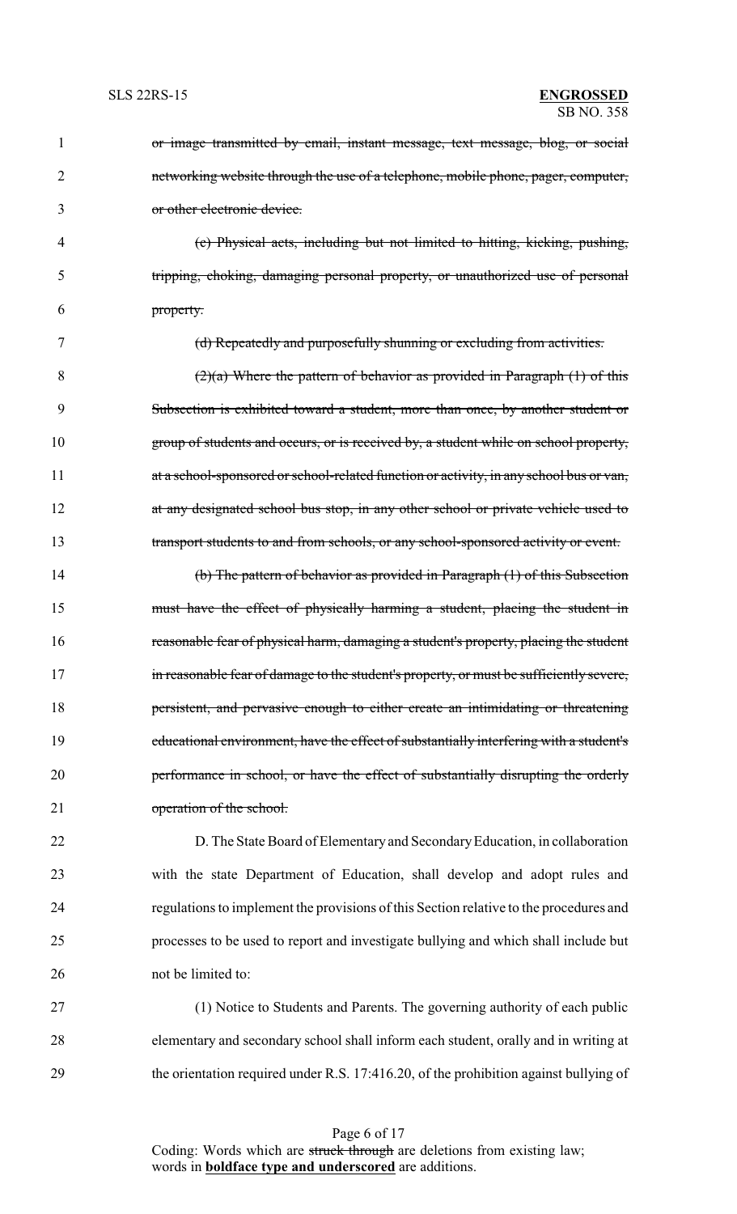~~or image transmitted by email, instant message, text message, blog, or social networking website through the use of a telephone, mobile phone, pager, computer, or other electronic device.~~

~~(c) Physical acts, including but not limited to hitting, kicking, pushing, tripping, choking, damaging personal property, or unauthorized use of personal property.~~

~~(d) Repeatedly and purposefully shunning or excluding from activities.~~

~~(2)(a) Where the pattern of behavior as provided in Paragraph (1) of this Subsection is exhibited toward a student, more than once, by another student or group of students and occurs, or is received by, a student while on school property, at a school-sponsored or school-related function or activity, in any school bus or van, at any designated school bus stop, in any other school or private vehicle used to transport students to and from schools, or any school-sponsored activity or event.~~

~~(b) The pattern of behavior as provided in Paragraph (1) of this Subsection must have the effect of physically harming a student, placing the student in reasonable fear of physical harm, damaging a student's property, placing the student in reasonable fear of damage to the student's property, or must be sufficiently severe, persistent, and pervasive enough to either create an intimidating or threatening educational environment, have the effect of substantially interfering with a student's performance in school, or have the effect of substantially disrupting the orderly operation of the school.~~

D. The State Board of Elementary and Secondary Education, in collaboration with the state Department of Education, shall develop and adopt rules and regulations to implement the provisions of this Section relative to the procedures and processes to be used to report and investigate bullying and which shall include but not be limited to:

(1) Notice to Students and Parents. The governing authority of each public elementary and secondary school shall inform each student, orally and in writing at the orientation required under R.S. 17:416.20, of the prohibition against bullying of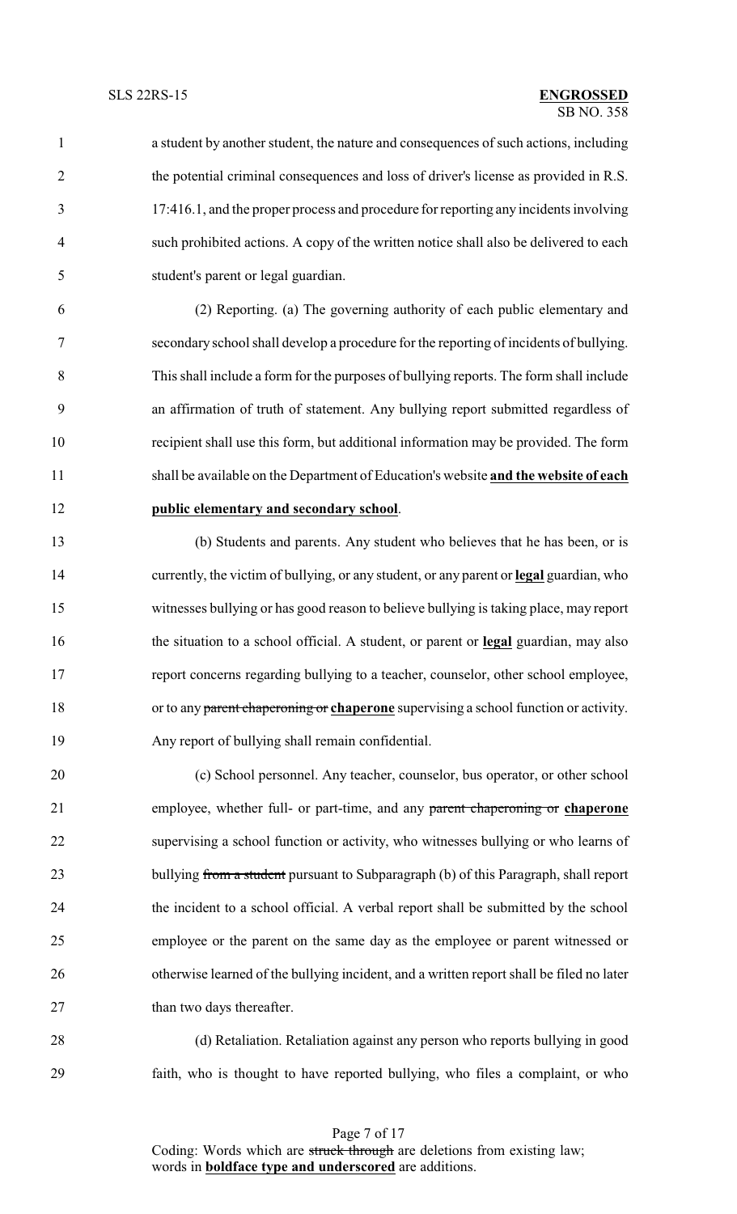a student by another student, the nature and consequences of such actions, including the potential criminal consequences and loss of driver's license as provided in R.S. 17:416.1, and the proper process and procedure for reporting any incidents involving such prohibited actions. A copy of the written notice shall also be delivered to each student's parent or legal guardian.

(2) Reporting. (a) The governing authority of each public elementary and secondary school shall develop a procedure for the reporting of incidents of bullying. This shall include a form for the purposes of bullying reports. The form shall include an affirmation of truth of statement. Any bullying report submitted regardless of recipient shall use this form, but additional information may be provided. The form shall be available on the Department of Education's website **and the website of each public elementary and secondary school**.

(b) Students and parents. Any student who believes that he has been, or is currently, the victim of bullying, or any student, or any parent or **legal** guardian, who witnesses bullying or has good reason to believe bullying is taking place, may report the situation to a school official. A student, or parent or **legal** guardian, may also report concerns regarding bullying to a teacher, counselor, other school employee, or to any ~~parent chaperoning or~~ **chaperone** supervising a school function or activity. Any report of bullying shall remain confidential.

(c) School personnel. Any teacher, counselor, bus operator, or other school employee, whether full- or part-time, and any ~~parent chaperoning or~~ **chaperone** supervising a school function or activity, who witnesses bullying or who learns of bullying ~~from a student~~ pursuant to Subparagraph (b) of this Paragraph, shall report the incident to a school official. A verbal report shall be submitted by the school employee or the parent on the same day as the employee or parent witnessed or otherwise learned of the bullying incident, and a written report shall be filed no later than two days thereafter.

(d) Retaliation. Retaliation against any person who reports bullying in good faith, who is thought to have reported bullying, who files a complaint, or who

Coding: Words which are ~~struck through~~ are deletions from existing law; words in **boldface type and underscored** are additions.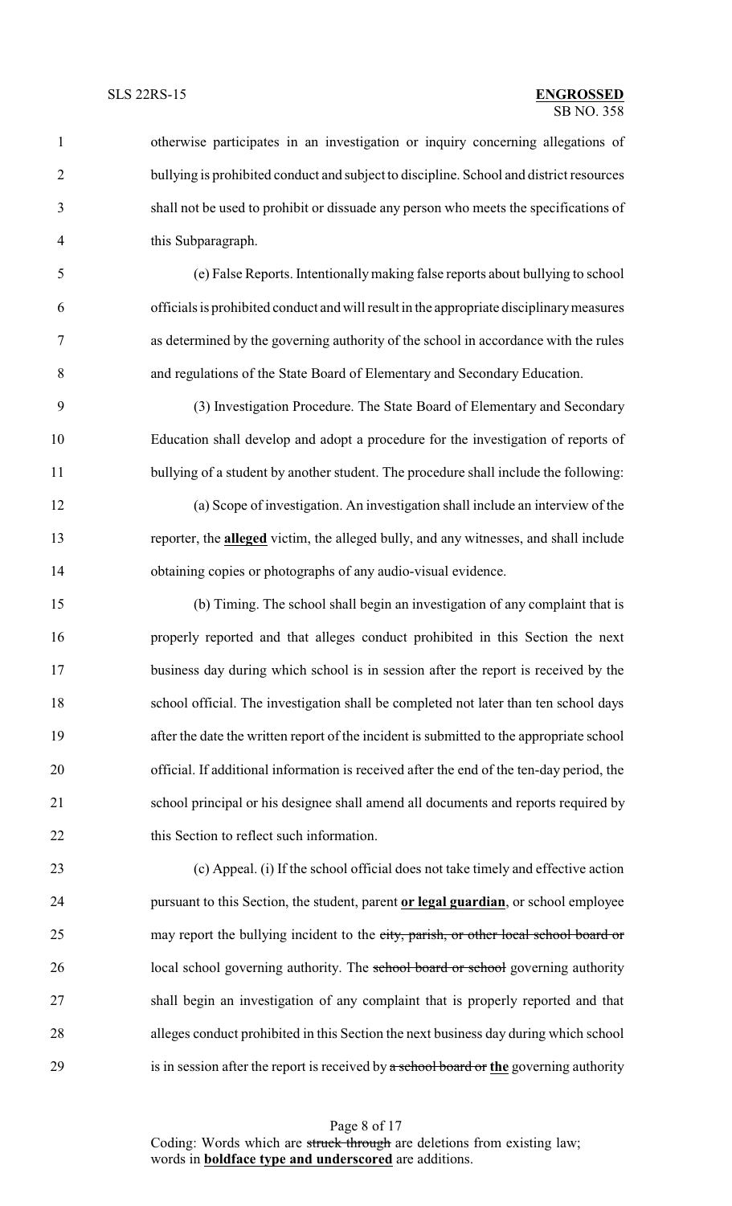otherwise participates in an investigation or inquiry concerning allegations of bullying is prohibited conduct and subject to discipline. School and district resources shall not be used to prohibit or dissuade any person who meets the specifications of this Subparagraph.

(e) False Reports. Intentionally making false reports about bullying to school officials is prohibited conduct and will result in the appropriate disciplinary measures as determined by the governing authority of the school in accordance with the rules and regulations of the State Board of Elementary and Secondary Education.

(3) Investigation Procedure. The State Board of Elementary and Secondary Education shall develop and adopt a procedure for the investigation of reports of bullying of a student by another student. The procedure shall include the following:

(a) Scope of investigation. An investigation shall include an interview of the reporter, the **alleged** victim, the alleged bully, and any witnesses, and shall include obtaining copies or photographs of any audio-visual evidence.

(b) Timing. The school shall begin an investigation of any complaint that is properly reported and that alleges conduct prohibited in this Section the next business day during which school is in session after the report is received by the school official. The investigation shall be completed not later than ten school days after the date the written report of the incident is submitted to the appropriate school official. If additional information is received after the end of the ten-day period, the school principal or his designee shall amend all documents and reports required by this Section to reflect such information.

(c) Appeal. (i) If the school official does not take timely and effective action pursuant to this Section, the student, parent **or legal guardian**, or school employee may report the bullying incident to the ~~city, parish, or other local school board or~~ local school governing authority. The ~~school board or school~~ governing authority shall begin an investigation of any complaint that is properly reported and that alleges conduct prohibited in this Section the next business day during which school is in session after the report is received by ~~a school board or~~ **the** governing authority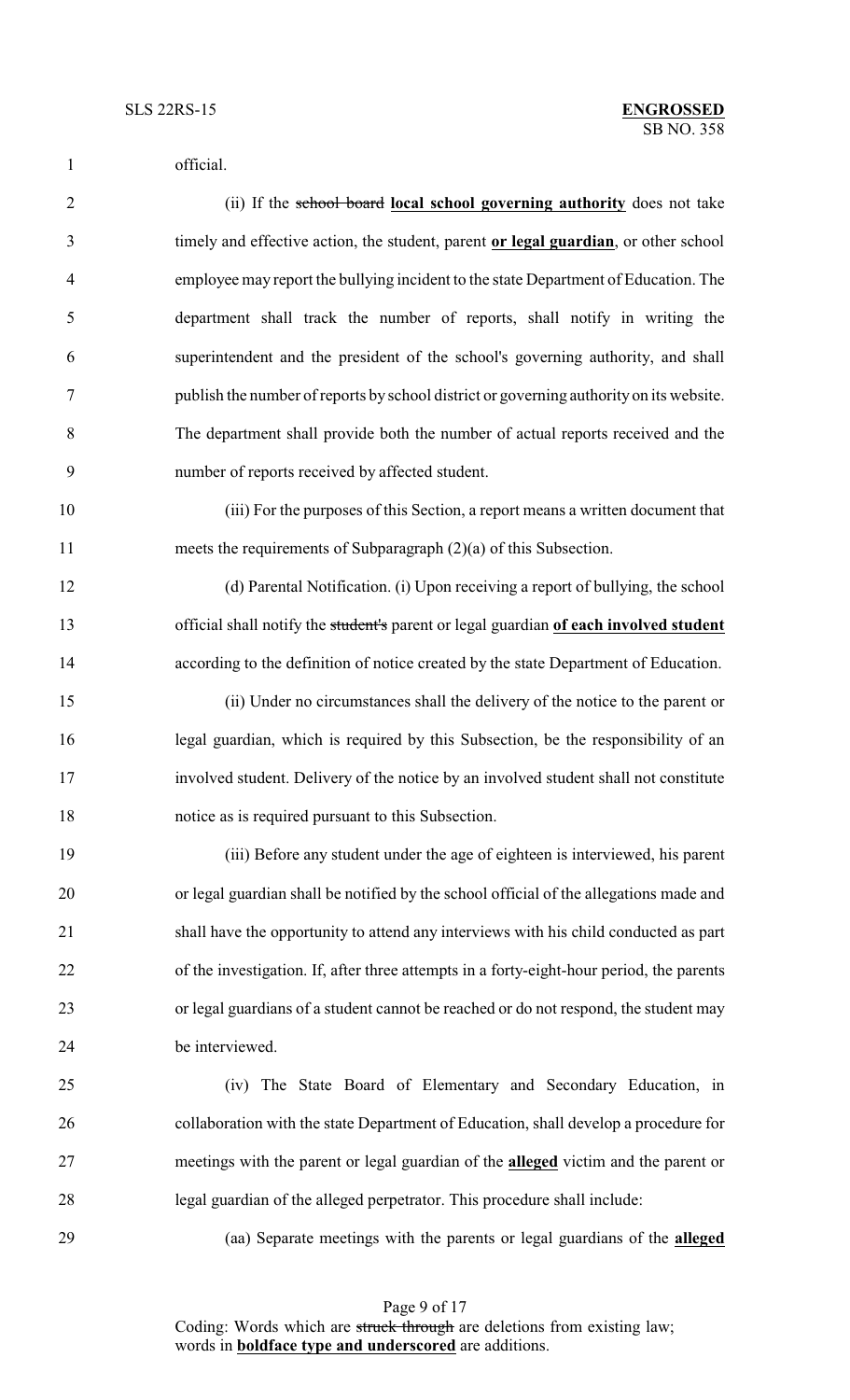official.

(ii) If the ~~school board~~ **local school governing authority** does not take timely and effective action, the student, parent **or legal guardian**, or other school employee may report the bullying incident to the state Department of Education. The department shall track the number of reports, shall notify in writing the superintendent and the president of the school's governing authority, and shall publish the number of reports by school district or governing authority on its website. The department shall provide both the number of actual reports received and the number of reports received by affected student.

(iii) For the purposes of this Section, a report means a written document that meets the requirements of Subparagraph (2)(a) of this Subsection.

(d) Parental Notification. (i) Upon receiving a report of bullying, the school official shall notify the ~~student's~~ parent or legal guardian **of each involved student** according to the definition of notice created by the state Department of Education.

(ii) Under no circumstances shall the delivery of the notice to the parent or legal guardian, which is required by this Subsection, be the responsibility of an involved student. Delivery of the notice by an involved student shall not constitute notice as is required pursuant to this Subsection.

(iii) Before any student under the age of eighteen is interviewed, his parent or legal guardian shall be notified by the school official of the allegations made and shall have the opportunity to attend any interviews with his child conducted as part of the investigation. If, after three attempts in a forty-eight-hour period, the parents or legal guardians of a student cannot be reached or do not respond, the student may be interviewed.

(iv) The State Board of Elementary and Secondary Education, in collaboration with the state Department of Education, shall develop a procedure for meetings with the parent or legal guardian of the **alleged** victim and the parent or legal guardian of the alleged perpetrator. This procedure shall include:

(aa) Separate meetings with the parents or legal guardians of the **alleged**

Coding: Words which are ~~struck through~~ are deletions from existing law; words in **boldface type and underscored** are additions.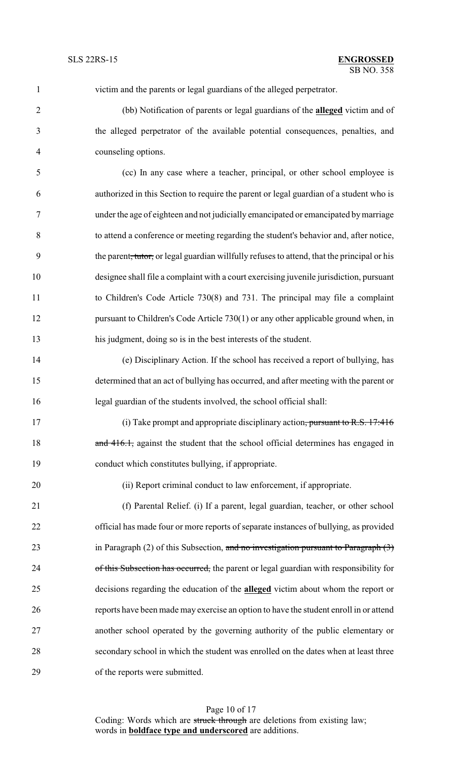victim and the parents or legal guardians of the alleged perpetrator.

(bb) Notification of parents or legal guardians of the **alleged** victim and of the alleged perpetrator of the available potential consequences, penalties, and counseling options.

(cc) In any case where a teacher, principal, or other school employee is authorized in this Section to require the parent or legal guardian of a student who is under the age of eighteen and not judicially emancipated or emancipated by marriage to attend a conference or meeting regarding the student's behavior and, after notice, the parent~~, tutor,~~ or legal guardian willfully refuses to attend, that the principal or his designee shall file a complaint with a court exercising juvenile jurisdiction, pursuant to Children's Code Article 730(8) and 731. The principal may file a complaint pursuant to Children's Code Article 730(1) or any other applicable ground when, in his judgment, doing so is in the best interests of the student.

(e) Disciplinary Action. If the school has received a report of bullying, has determined that an act of bullying has occurred, and after meeting with the parent or legal guardian of the students involved, the school official shall:

(i) Take prompt and appropriate disciplinary action~~, pursuant to R.S. 17:416 and 416.1,~~ against the student that the school official determines has engaged in conduct which constitutes bullying, if appropriate.

(ii) Report criminal conduct to law enforcement, if appropriate.

(f) Parental Relief. (i) If a parent, legal guardian, teacher, or other school official has made four or more reports of separate instances of bullying, as provided in Paragraph (2) of this Subsection, ~~and no investigation pursuant to Paragraph (3) of this Subsection has occurred,~~ the parent or legal guardian with responsibility for decisions regarding the education of the **alleged** victim about whom the report or reports have been made may exercise an option to have the student enroll in or attend another school operated by the governing authority of the public elementary or secondary school in which the student was enrolled on the dates when at least three of the reports were submitted.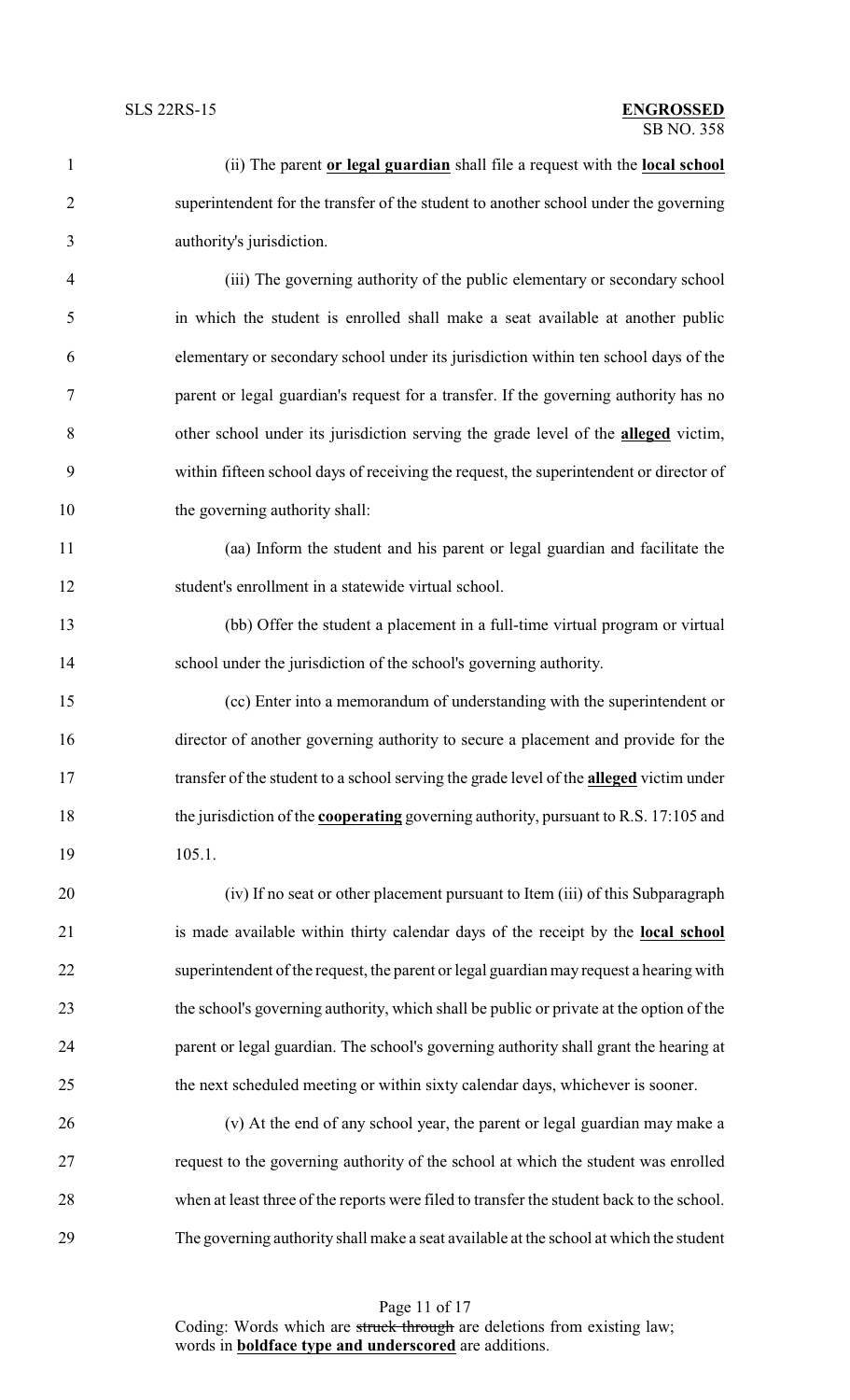(ii) The parent **or legal guardian** shall file a request with the **local school** superintendent for the transfer of the student to another school under the governing authority's jurisdiction.

(iii) The governing authority of the public elementary or secondary school in which the student is enrolled shall make a seat available at another public elementary or secondary school under its jurisdiction within ten school days of the parent or legal guardian's request for a transfer. If the governing authority has no other school under its jurisdiction serving the grade level of the **alleged** victim, within fifteen school days of receiving the request, the superintendent or director of the governing authority shall:

(aa) Inform the student and his parent or legal guardian and facilitate the student's enrollment in a statewide virtual school.

(bb) Offer the student a placement in a full-time virtual program or virtual school under the jurisdiction of the school's governing authority.

(cc) Enter into a memorandum of understanding with the superintendent or director of another governing authority to secure a placement and provide for the transfer of the student to a school serving the grade level of the **alleged** victim under the jurisdiction of the **cooperating** governing authority, pursuant to R.S. 17:105 and 105.1.

(iv) If no seat or other placement pursuant to Item (iii) of this Subparagraph is made available within thirty calendar days of the receipt by the **local school** superintendent of the request, the parent or legal guardian may request a hearing with the school's governing authority, which shall be public or private at the option of the parent or legal guardian. The school's governing authority shall grant the hearing at the next scheduled meeting or within sixty calendar days, whichever is sooner.

(v) At the end of any school year, the parent or legal guardian may make a request to the governing authority of the school at which the student was enrolled when at least three of the reports were filed to transfer the student back to the school. The governing authority shall make a seat available at the school at which the student

Coding: Words which are ~~struck through~~ are deletions from existing law; words in **boldface type and underscored** are additions.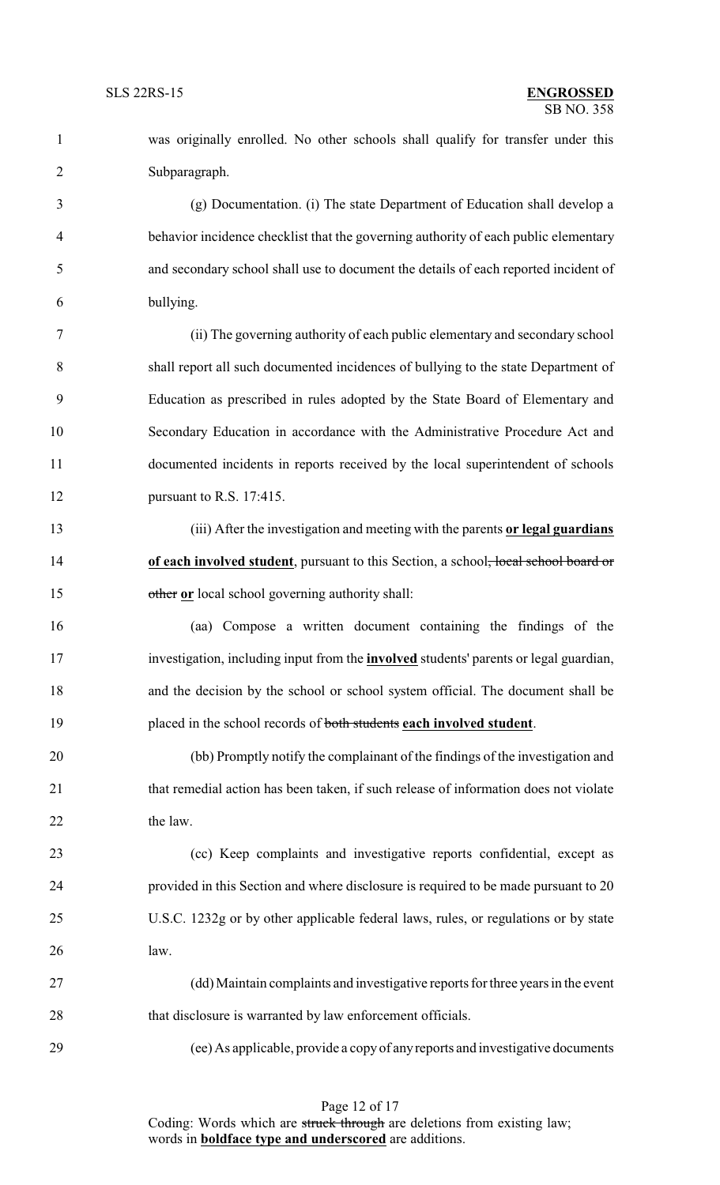was originally enrolled. No other schools shall qualify for transfer under this Subparagraph.

(g) Documentation. (i) The state Department of Education shall develop a behavior incidence checklist that the governing authority of each public elementary and secondary school shall use to document the details of each reported incident of bullying.

(ii) The governing authority of each public elementary and secondary school shall report all such documented incidences of bullying to the state Department of Education as prescribed in rules adopted by the State Board of Elementary and Secondary Education in accordance with the Administrative Procedure Act and documented incidents in reports received by the local superintendent of schools pursuant to R.S. 17:415.

(iii) After the investigation and meeting with the parents **or legal guardians of each involved student**, pursuant to this Section, a school~~, local school board or other~~ **or** local school governing authority shall:

(aa) Compose a written document containing the findings of the investigation, including input from the **involved** students' parents or legal guardian, and the decision by the school or school system official. The document shall be placed in the school records of ~~both students~~ **each involved student**.

(bb) Promptly notify the complainant of the findings of the investigation and that remedial action has been taken, if such release of information does not violate the law.

(cc) Keep complaints and investigative reports confidential, except as provided in this Section and where disclosure is required to be made pursuant to 20 U.S.C. 1232g or by other applicable federal laws, rules, or regulations or by state law.

(dd) Maintain complaints and investigative reports for three years in the event that disclosure is warranted by law enforcement officials.

(ee) As applicable, provide a copy of any reports and investigative documents

Coding: Words which are ~~struck through~~ are deletions from existing law; words in **boldface type and underscored** are additions.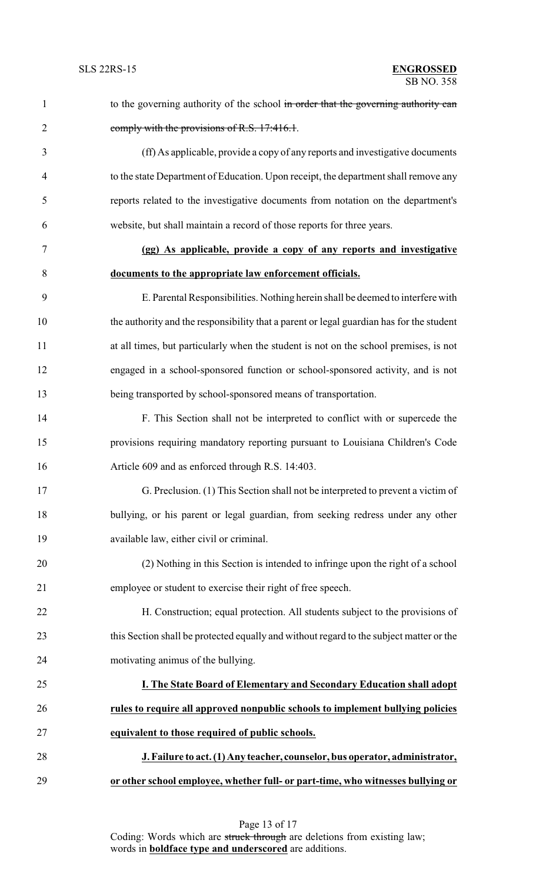to the governing authority of the school ~~in order that the governing authority can comply with the provisions of R.S. 17:416.1~~.

(ff) As applicable, provide a copy of any reports and investigative documents to the state Department of Education. Upon receipt, the department shall remove any reports related to the investigative documents from notation on the department's website, but shall maintain a record of those reports for three years.

**(gg) As applicable, provide a copy of any reports and investigative documents to the appropriate law enforcement officials.**

E. Parental Responsibilities. Nothing herein shall be deemed to interfere with the authority and the responsibility that a parent or legal guardian has for the student at all times, but particularly when the student is not on the school premises, is not engaged in a school-sponsored function or school-sponsored activity, and is not being transported by school-sponsored means of transportation.

F. This Section shall not be interpreted to conflict with or supercede the provisions requiring mandatory reporting pursuant to Louisiana Children's Code Article 609 and as enforced through R.S. 14:403.

G. Preclusion. (1) This Section shall not be interpreted to prevent a victim of bullying, or his parent or legal guardian, from seeking redress under any other available law, either civil or criminal.

(2) Nothing in this Section is intended to infringe upon the right of a school employee or student to exercise their right of free speech.

H. Construction; equal protection. All students subject to the provisions of this Section shall be protected equally and without regard to the subject matter or the motivating animus of the bullying.

**I. The State Board of Elementary and Secondary Education shall adopt rules to require all approved nonpublic schools to implement bullying policies equivalent to those required of public schools.**

**J. Failure to act. (1) Any teacher, counselor, bus operator, administrator, or other school employee, whether full- or part-time, who witnesses bullying or**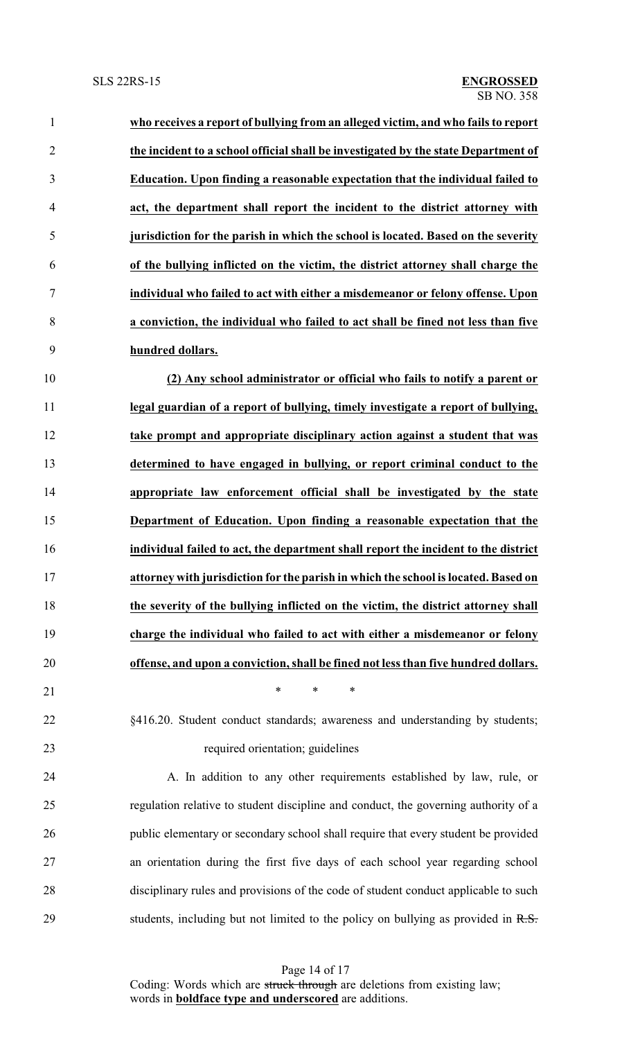**who receives a report of bullying from an alleged victim, and who fails to report the incident to a school official shall be investigated by the state Department of Education. Upon finding a reasonable expectation that the individual failed to act, the department shall report the incident to the district attorney with jurisdiction for the parish in which the school is located. Based on the severity of the bullying inflicted on the victim, the district attorney shall charge the individual who failed to act with either a misdemeanor or felony offense. Upon a conviction, the individual who failed to act shall be fined not less than five hundred dollars.**

**(2) Any school administrator or official who fails to notify a parent or legal guardian of a report of bullying, timely investigate a report of bullying, take prompt and appropriate disciplinary action against a student that was determined to have engaged in bullying, or report criminal conduct to the appropriate law enforcement official shall be investigated by the state Department of Education. Upon finding a reasonable expectation that the individual failed to act, the department shall report the incident to the district attorney with jurisdiction for the parish in which the school is located. Based on the severity of the bullying inflicted on the victim, the district attorney shall charge the individual who failed to act with either a misdemeanor or felony offense, and upon a conviction, shall be fined not less than five hundred dollars.**

\* \* \*

§416.20. Student conduct standards; awareness and understanding by students; required orientation; guidelines

A. In addition to any other requirements established by law, rule, or regulation relative to student discipline and conduct, the governing authority of a public elementary or secondary school shall require that every student be provided an orientation during the first five days of each school year regarding school disciplinary rules and provisions of the code of student conduct applicable to such students, including but not limited to the policy on bullying as provided in ~~R.S.~~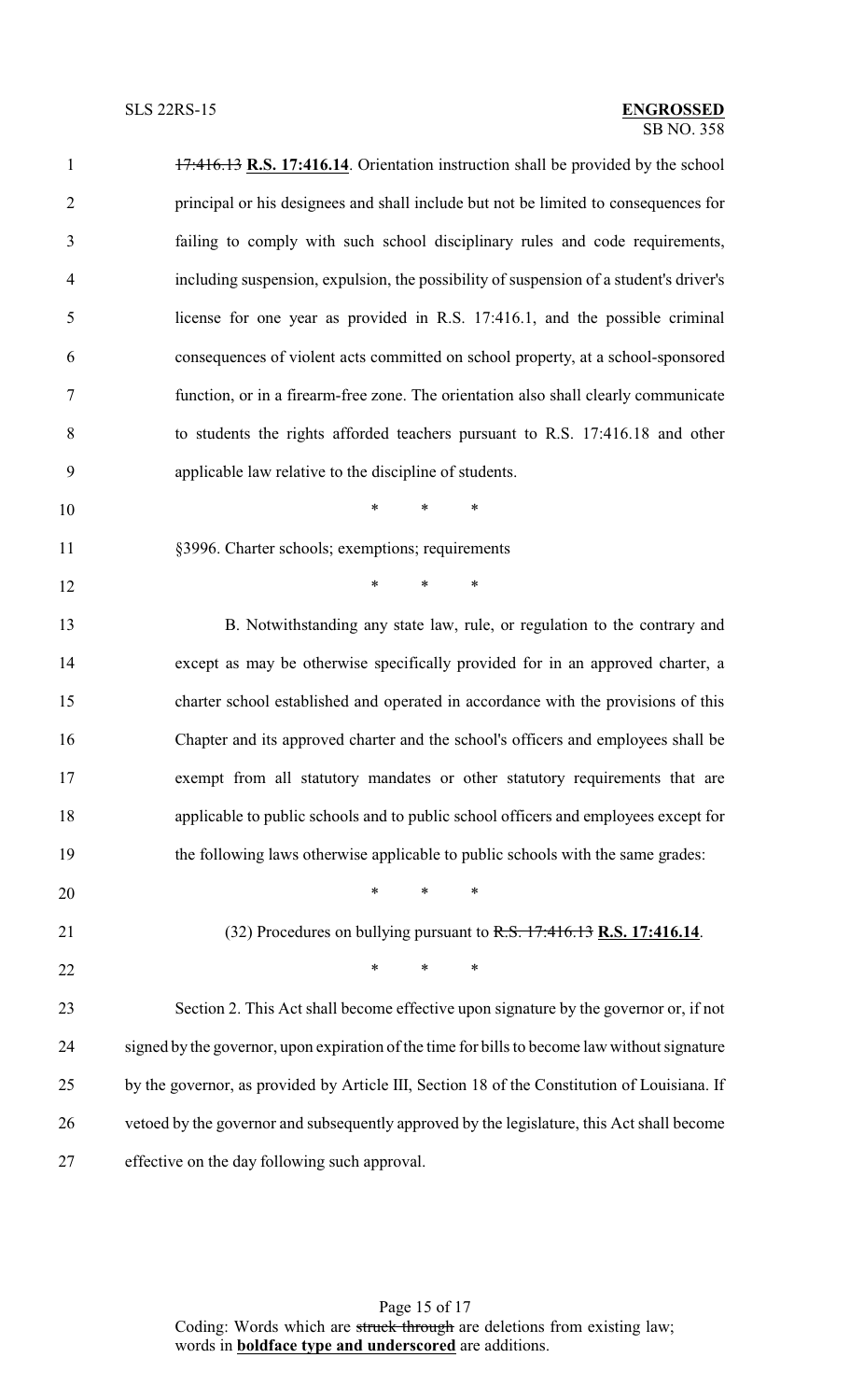~~17:416.13~~ **R.S. 17:416.14**. Orientation instruction shall be provided by the school principal or his designees and shall include but not be limited to consequences for failing to comply with such school disciplinary rules and code requirements, including suspension, expulsion, the possibility of suspension of a student's driver's license for one year as provided in R.S. 17:416.1, and the possible criminal consequences of violent acts committed on school property, at a school-sponsored function, or in a firearm-free zone. The orientation also shall clearly communicate to students the rights afforded teachers pursuant to R.S. 17:416.18 and other applicable law relative to the discipline of students.

\* \* \*

§3996. Charter schools; exemptions; requirements

\* \* \*

B. Notwithstanding any state law, rule, or regulation to the contrary and except as may be otherwise specifically provided for in an approved charter, a charter school established and operated in accordance with the provisions of this Chapter and its approved charter and the school's officers and employees shall be exempt from all statutory mandates or other statutory requirements that are applicable to public schools and to public school officers and employees except for the following laws otherwise applicable to public schools with the same grades:

\* \* \*

(32) Procedures on bullying pursuant to ~~R.S. 17:416.13~~ **R.S. 17:416.14**.

\* \* \*

Section 2. This Act shall become effective upon signature by the governor or, if not signed by the governor, upon expiration of the time for bills to become law without signature by the governor, as provided by Article III, Section 18 of the Constitution of Louisiana. If vetoed by the governor and subsequently approved by the legislature, this Act shall become effective on the day following such approval.

Coding: Words which are ~~struck through~~ are deletions from existing law; words in **boldface type and underscored** are additions.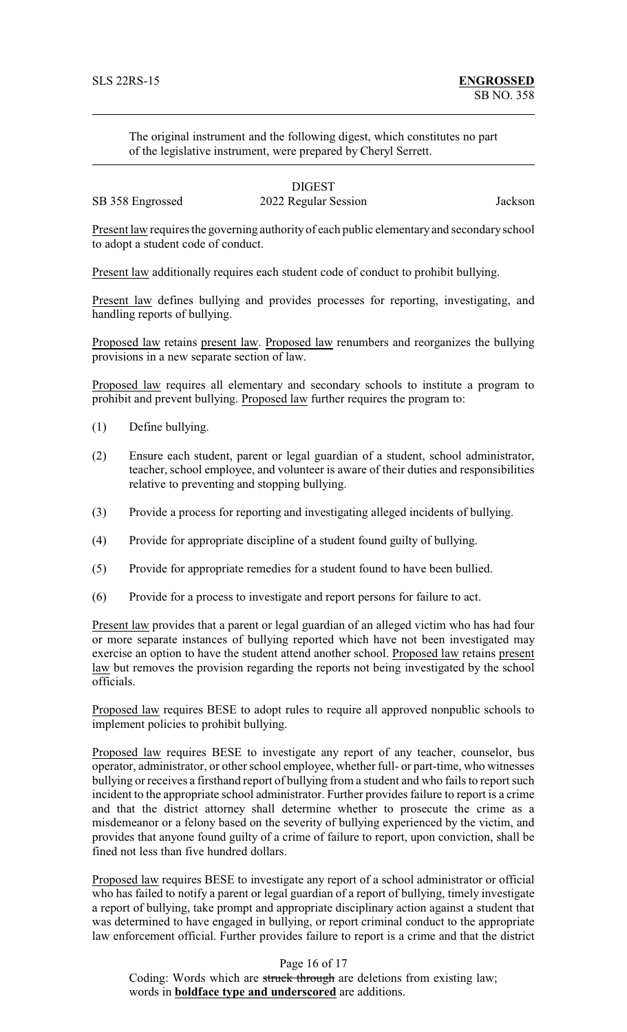The original instrument and the following digest, which constitutes no part of the legislative instrument, were prepared by Cheryl Serrett.

DIGEST

SB 358 Engrossed 2022 Regular Session Jackson

Present law requires the governing authority of each public elementary and secondary school to adopt a student code of conduct.

Present law additionally requires each student code of conduct to prohibit bullying.

Present law defines bullying and provides processes for reporting, investigating, and handling reports of bullying.

Proposed law retains present law. Proposed law renumbers and reorganizes the bullying provisions in a new separate section of law.

Proposed law requires all elementary and secondary schools to institute a program to prohibit and prevent bullying. Proposed law further requires the program to:

(1) Define bullying.

(2) Ensure each student, parent or legal guardian of a student, school administrator, teacher, school employee, and volunteer is aware of their duties and responsibilities relative to preventing and stopping bullying.

(3) Provide a process for reporting and investigating alleged incidents of bullying.

(4) Provide for appropriate discipline of a student found guilty of bullying.

(5) Provide for appropriate remedies for a student found to have been bullied.

(6) Provide for a process to investigate and report persons for failure to act.

Present law provides that a parent or legal guardian of an alleged victim who has had four or more separate instances of bullying reported which have not been investigated may exercise an option to have the student attend another school. Proposed law retains present law but removes the provision regarding the reports not being investigated by the school officials.

Proposed law requires BESE to adopt rules to require all approved nonpublic schools to implement policies to prohibit bullying.

Proposed law requires BESE to investigate any report of any teacher, counselor, bus operator, administrator, or other school employee, whether full- or part-time, who witnesses bullying or receives a firsthand report of bullying from a student and who fails to report such incident to the appropriate school administrator. Further provides failure to report is a crime and that the district attorney shall determine whether to prosecute the crime as a misdemeanor or a felony based on the severity of bullying experienced by the victim, and provides that anyone found guilty of a crime of failure to report, upon conviction, shall be fined not less than five hundred dollars.

Proposed law requires BESE to investigate any report of a school administrator or official who has failed to notify a parent or legal guardian of a report of bullying, timely investigate a report of bullying, take prompt and appropriate disciplinary action against a student that was determined to have engaged in bullying, or report criminal conduct to the appropriate law enforcement official. Further provides failure to report is a crime and that the district

Coding: Words which are ~~struck through~~ are deletions from existing law; words in **underscored boldface type and underscored** are additions.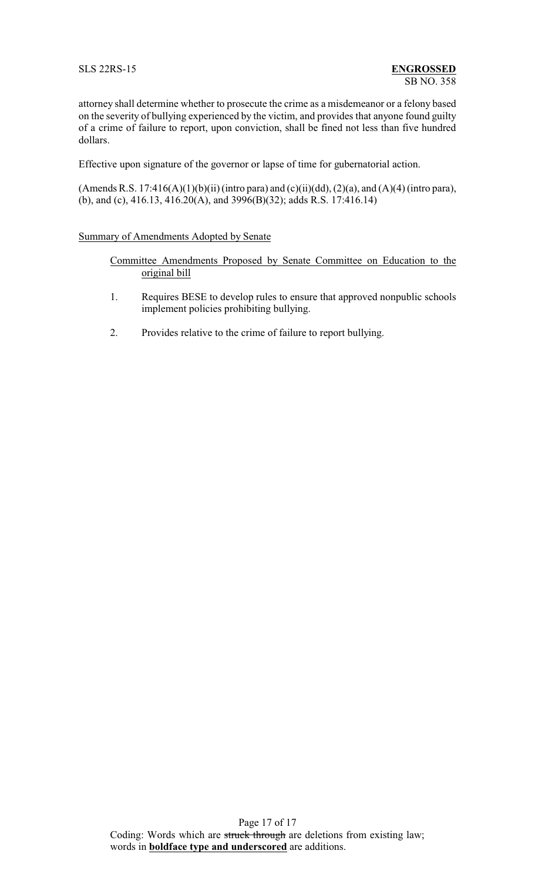attorney shall determine whether to prosecute the crime as a misdemeanor or a felony based on the severity of bullying experienced by the victim, and provides that anyone found guilty of a crime of failure to report, upon conviction, shall be fined not less than five hundred dollars.

Effective upon signature of the governor or lapse of time for gubernatorial action.

(Amends R.S. 17:416(A)(1)(b)(ii) (intro para) and (c)(ii)(dd), (2)(a), and (A)(4) (intro para), (b), and (c), 416.13, 416.20(A), and 3996(B)(32); adds R.S. 17:416.14)

<u>Summary of Amendments Adopted by Senate</u>

<u>Committee Amendments Proposed by Senate Committee on Education to the original bill</u>

1. Requires BESE to develop rules to ensure that approved nonpublic schools implement policies prohibiting bullying.

2. Provides relative to the crime of failure to report bullying.

Coding: Words which are ~~struck through~~ are deletions from existing law; words in **<u>boldface type and underscored</u>** are additions.